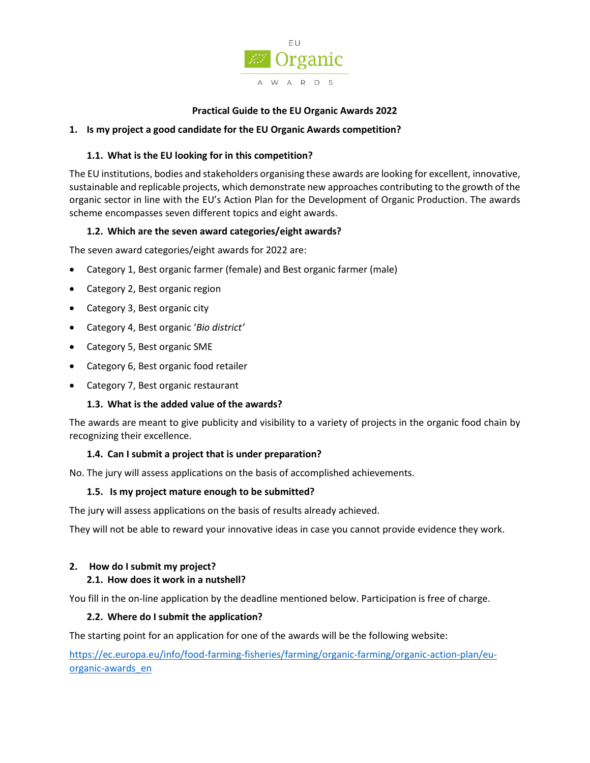EU Organic AWARDS

**Practical Guide to the EU Organic Awards 2022**

## 1. Is my project a good candidate for the EU Organic Awards competition?

### 1.1. What is the EU looking for in this competition?

The EU institutions, bodies and stakeholders organising these awards are looking for excellent, innovative, sustainable and replicable projects, which demonstrate new approaches contributing to the growth of the organic sector in line with the EU's Action Plan for the Development of Organic Production. The awards scheme encompasses seven different topics and eight awards.

### 1.2. Which are the seven award categories/eight awards?

The seven award categories/eight awards for 2022 are:

- Category 1, Best organic farmer (female) and Best organic farmer (male)
- Category 2, Best organic region
- Category 3, Best organic city
- Category 4, Best organic '*Bio district'*
- Category 5, Best organic SME
- Category 6, Best organic food retailer
- Category 7, Best organic restaurant

### 1.3. What is the added value of the awards?

The awards are meant to give publicity and visibility to a variety of projects in the organic food chain by recognizing their excellence.

### 1.4. Can I submit a project that is under preparation?

No. The jury will assess applications on the basis of accomplished achievements.

### 1.5. Is my project mature enough to be submitted?

The jury will assess applications on the basis of results already achieved.

They will not be able to reward your innovative ideas in case you cannot provide evidence they work.

## 2. How do I submit my project?

### 2.1. How does it work in a nutshell?

You fill in the on-line application by the deadline mentioned below. Participation is free of charge.

### 2.2. Where do I submit the application?

The starting point for an application for one of the awards will be the following website:

https://ec.europa.eu/info/food-farming-fisheries/farming/organic-farming/organic-action-plan/eu-organic-awards_en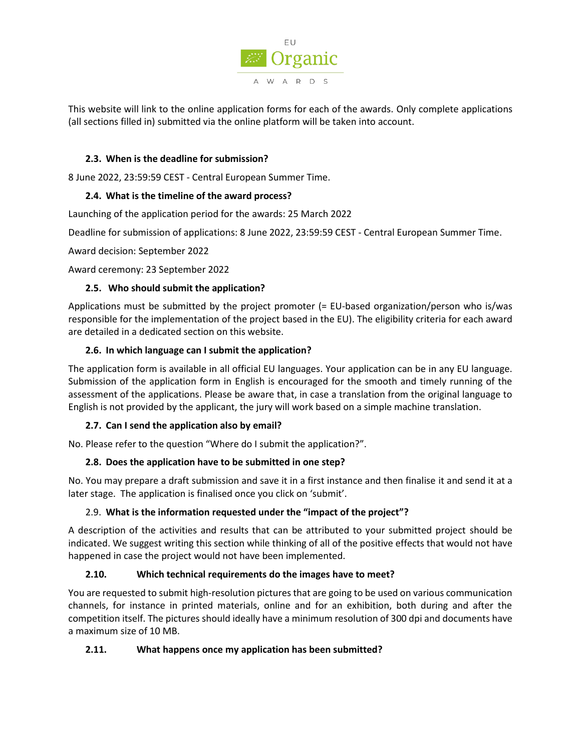This website will link to the online application forms for each of the awards. Only complete applications (all sections filled in) submitted via the online platform will be taken into account.

### 2.3. When is the deadline for submission?

8 June 2022, 23:59:59 CEST - Central European Summer Time.

### 2.4. What is the timeline of the award process?

Launching of the application period for the awards: 25 March 2022

Deadline for submission of applications: 8 June 2022, 23:59:59 CEST - Central European Summer Time.

Award decision: September 2022

Award ceremony: 23 September 2022

### 2.5. Who should submit the application?

Applications must be submitted by the project promoter (= EU-based organization/person who is/was responsible for the implementation of the project based in the EU). The eligibility criteria for each award are detailed in a dedicated section on this website.

### 2.6. In which language can I submit the application?

The application form is available in all official EU languages. Your application can be in any EU language. Submission of the application form in English is encouraged for the smooth and timely running of the assessment of the applications. Please be aware that, in case a translation from the original language to English is not provided by the applicant, the jury will work based on a simple machine translation.

### 2.7. Can I send the application also by email?

No. Please refer to the question "Where do I submit the application?".

### 2.8. Does the application have to be submitted in one step?

No. You may prepare a draft submission and save it in a first instance and then finalise it and send it at a later stage. The application is finalised once you click on 'submit'.

### 2.9. What is the information requested under the "impact of the project"?

A description of the activities and results that can be attributed to your submitted project should be indicated. We suggest writing this section while thinking of all of the positive effects that would not have happened in case the project would not have been implemented.

### 2.10. Which technical requirements do the images have to meet?

You are requested to submit high-resolution pictures that are going to be used on various communication channels, for instance in printed materials, online and for an exhibition, both during and after the competition itself. The pictures should ideally have a minimum resolution of 300 dpi and documents have a maximum size of 10 MB.

### 2.11. What happens once my application has been submitted?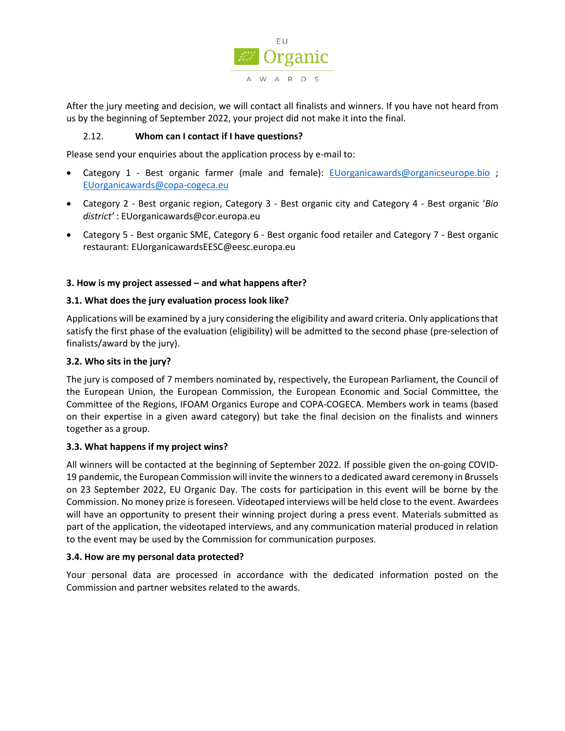After the jury meeting and decision, we will contact all finalists and winners. If you have not heard from us by the beginning of September 2022, your project did not make it into the final.

### 2.12. Whom can I contact if I have questions?

Please send your enquiries about the application process by e-mail to:

- Category 1 - Best organic farmer (male and female): EUorganicawards@organicseurope.bio ; EUorganicawards@copa-cogeca.eu
- Category 2 - Best organic region, Category 3 - Best organic city and Category 4 - Best organic '*Bio district'* : EUorganicawards@cor.europa.eu
- Category 5 - Best organic SME, Category 6 - Best organic food retailer and Category 7 - Best organic restaurant: EUorganicawardsEESC@eesc.europa.eu

## 3. How is my project assessed – and what happens after?

### 3.1. What does the jury evaluation process look like?

Applications will be examined by a jury considering the eligibility and award criteria. Only applications that satisfy the first phase of the evaluation (eligibility) will be admitted to the second phase (pre-selection of finalists/award by the jury).

### 3.2. Who sits in the jury?

The jury is composed of 7 members nominated by, respectively, the European Parliament, the Council of the European Union, the European Commission, the European Economic and Social Committee, the Committee of the Regions, IFOAM Organics Europe and COPA-COGECA. Members work in teams (based on their expertise in a given award category) but take the final decision on the finalists and winners together as a group.

### 3.3. What happens if my project wins?

All winners will be contacted at the beginning of September 2022. If possible given the on-going COVID-19 pandemic, the European Commission will invite the winners to a dedicated award ceremony in Brussels on 23 September 2022, EU Organic Day. The costs for participation in this event will be borne by the Commission. No money prize is foreseen. Videotaped interviews will be held close to the event. Awardees will have an opportunity to present their winning project during a press event. Materials submitted as part of the application, the videotaped interviews, and any communication material produced in relation to the event may be used by the Commission for communication purposes.

### 3.4. How are my personal data protected?

Your personal data are processed in accordance with the dedicated information posted on the Commission and partner websites related to the awards.